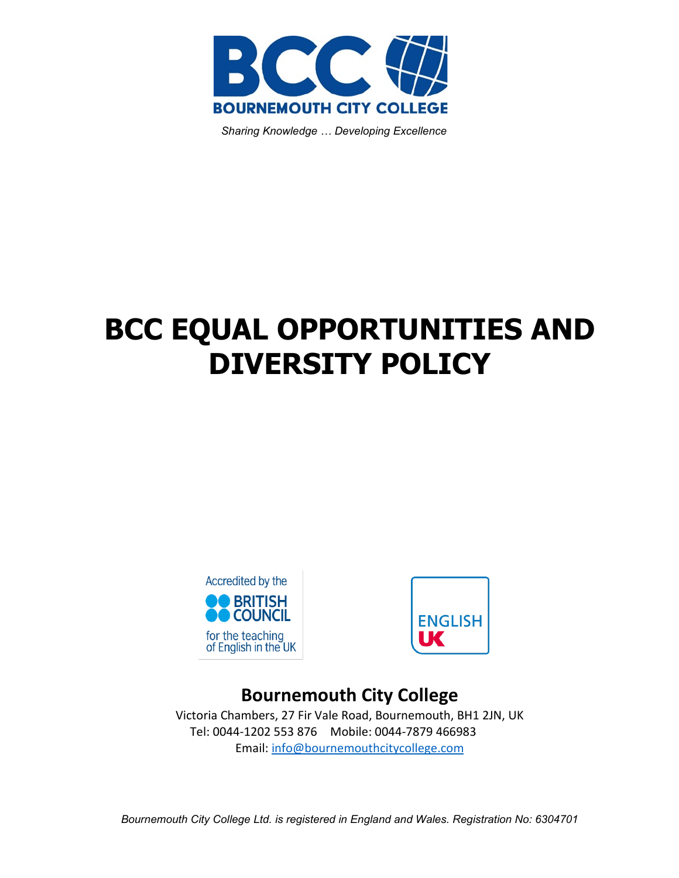**BOURNEMOUTH CITY COLLEGE**

*Sharing Knowledge … Developing Excellence*

# BCC EQUAL OPPORTUNITIES AND DIVERSITY POLICY

Accredited by the BRITISH COUNCIL for the teaching of English in the UK

ENGLISH UK

## Bournemouth City College

Victoria Chambers, 27 Fir Vale Road, Bournemouth, BH1 2JN, UK

Tel: 0044-1202 553 876    Mobile: 0044-7879 466983

Email: info@bournemouthcitycollege.com

*Bournemouth City College Ltd. is registered in England and Wales. Registration No: 6304701*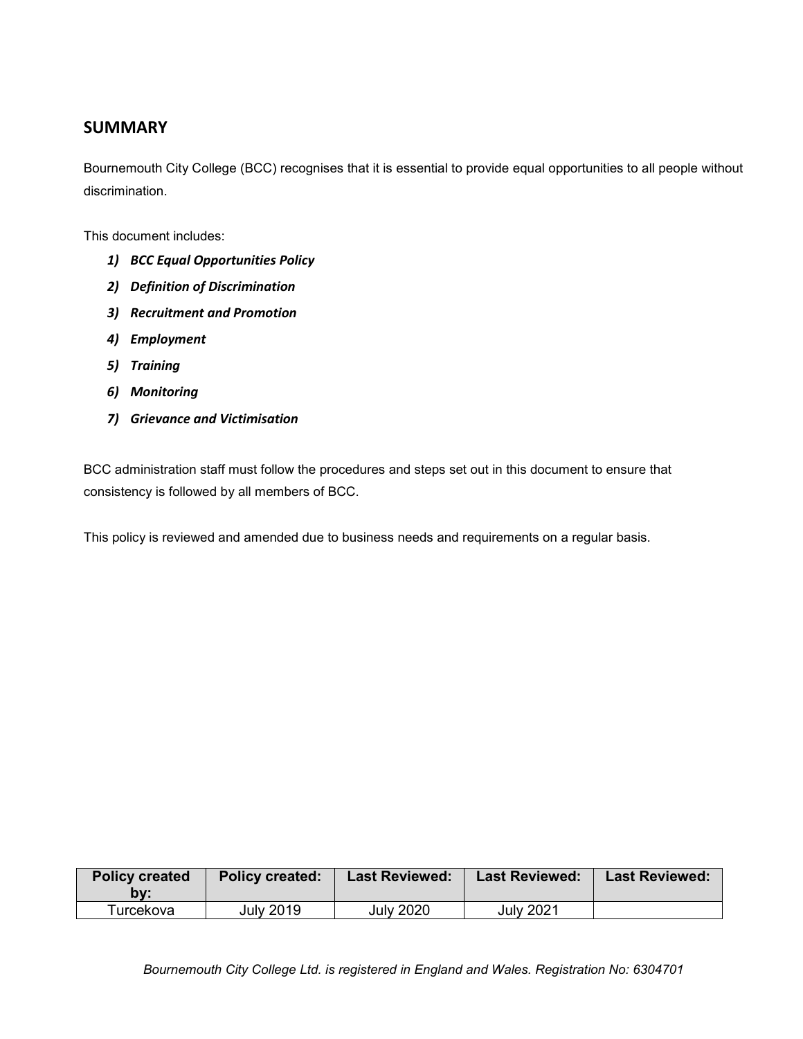## SUMMARY

Bournemouth City College (BCC) recognises that it is essential to provide equal opportunities to all people without discrimination.

This document includes:

1) ***BCC Equal Opportunities Policy***
2) ***Definition of Discrimination***
3) ***Recruitment and Promotion***
4) ***Employment***
5) ***Training***
6) ***Monitoring***
7) ***Grievance and Victimisation***

BCC administration staff must follow the procedures and steps set out in this document to ensure that consistency is followed by all members of BCC.

This policy is reviewed and amended due to business needs and requirements on a regular basis.

| Policy created by: | Policy created: | Last Reviewed: | Last Reviewed: | Last Reviewed: |
|---|---|---|---|---|
| Turcekova | July 2019 | July 2020 | July 2021 | |

*Bournemouth City College Ltd. is registered in England and Wales. Registration No: 6304701*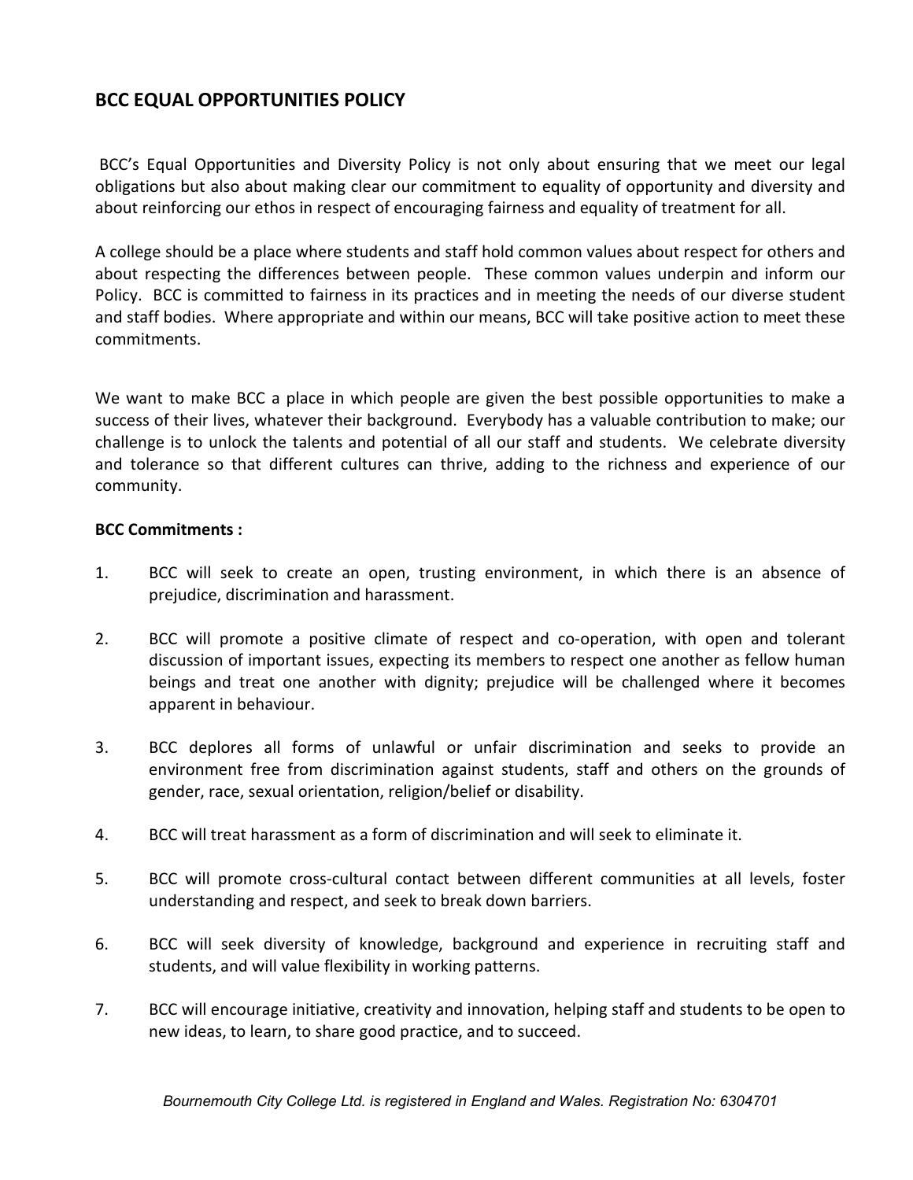## BCC EQUAL OPPORTUNITIES POLICY

BCC's Equal Opportunities and Diversity Policy is not only about ensuring that we meet our legal obligations but also about making clear our commitment to equality of opportunity and diversity and about reinforcing our ethos in respect of encouraging fairness and equality of treatment for all.

A college should be a place where students and staff hold common values about respect for others and about respecting the differences between people. These common values underpin and inform our Policy. BCC is committed to fairness in its practices and in meeting the needs of our diverse student and staff bodies. Where appropriate and within our means, BCC will take positive action to meet these commitments.

We want to make BCC a place in which people are given the best possible opportunities to make a success of their lives, whatever their background. Everybody has a valuable contribution to make; our challenge is to unlock the talents and potential of all our staff and students. We celebrate diversity and tolerance so that different cultures can thrive, adding to the richness and experience of our community.

**BCC Commitments :**

1. BCC will seek to create an open, trusting environment, in which there is an absence of prejudice, discrimination and harassment.

2. BCC will promote a positive climate of respect and co-operation, with open and tolerant discussion of important issues, expecting its members to respect one another as fellow human beings and treat one another with dignity; prejudice will be challenged where it becomes apparent in behaviour.

3. BCC deplores all forms of unlawful or unfair discrimination and seeks to provide an environment free from discrimination against students, staff and others on the grounds of gender, race, sexual orientation, religion/belief or disability.

4. BCC will treat harassment as a form of discrimination and will seek to eliminate it.

5. BCC will promote cross-cultural contact between different communities at all levels, foster understanding and respect, and seek to break down barriers.

6. BCC will seek diversity of knowledge, background and experience in recruiting staff and students, and will value flexibility in working patterns.

7. BCC will encourage initiative, creativity and innovation, helping staff and students to be open to new ideas, to learn, to share good practice, and to succeed.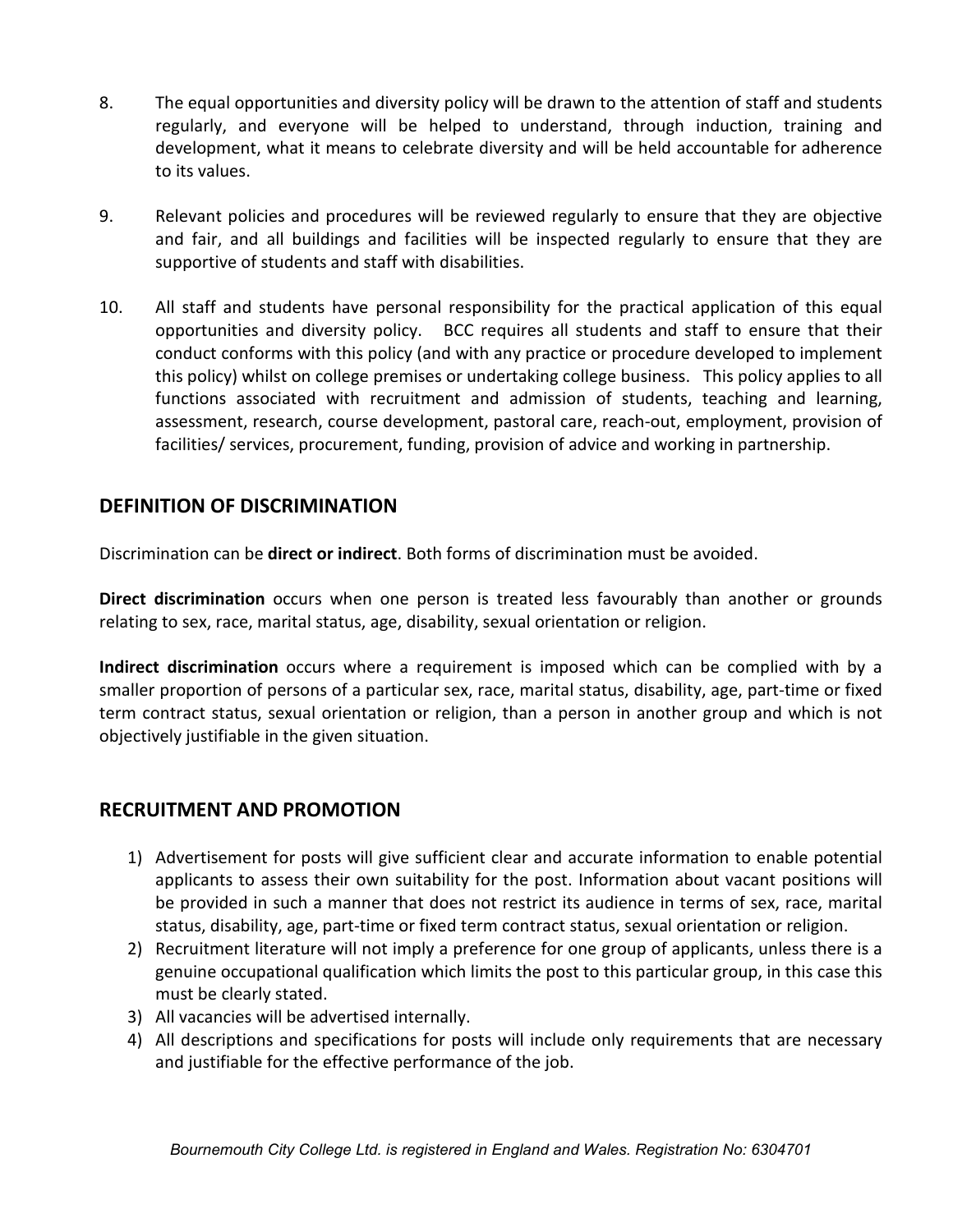8. The equal opportunities and diversity policy will be drawn to the attention of staff and students regularly, and everyone will be helped to understand, through induction, training and development, what it means to celebrate diversity and will be held accountable for adherence to its values.

9. Relevant policies and procedures will be reviewed regularly to ensure that they are objective and fair, and all buildings and facilities will be inspected regularly to ensure that they are supportive of students and staff with disabilities.

10. All staff and students have personal responsibility for the practical application of this equal opportunities and diversity policy. BCC requires all students and staff to ensure that their conduct conforms with this policy (and with any practice or procedure developed to implement this policy) whilst on college premises or undertaking college business. This policy applies to all functions associated with recruitment and admission of students, teaching and learning, assessment, research, course development, pastoral care, reach-out, employment, provision of facilities/ services, procurement, funding, provision of advice and working in partnership.

## DEFINITION OF DISCRIMINATION

Discrimination can be **direct or indirect**. Both forms of discrimination must be avoided.

**Direct discrimination** occurs when one person is treated less favourably than another or grounds relating to sex, race, marital status, age, disability, sexual orientation or religion.

**Indirect discrimination** occurs where a requirement is imposed which can be complied with by a smaller proportion of persons of a particular sex, race, marital status, disability, age, part-time or fixed term contract status, sexual orientation or religion, than a person in another group and which is not objectively justifiable in the given situation.

## RECRUITMENT AND PROMOTION

1) Advertisement for posts will give sufficient clear and accurate information to enable potential applicants to assess their own suitability for the post. Information about vacant positions will be provided in such a manner that does not restrict its audience in terms of sex, race, marital status, disability, age, part-time or fixed term contract status, sexual orientation or religion.
2) Recruitment literature will not imply a preference for one group of applicants, unless there is a genuine occupational qualification which limits the post to this particular group, in this case this must be clearly stated.
3) All vacancies will be advertised internally.
4) All descriptions and specifications for posts will include only requirements that are necessary and justifiable for the effective performance of the job.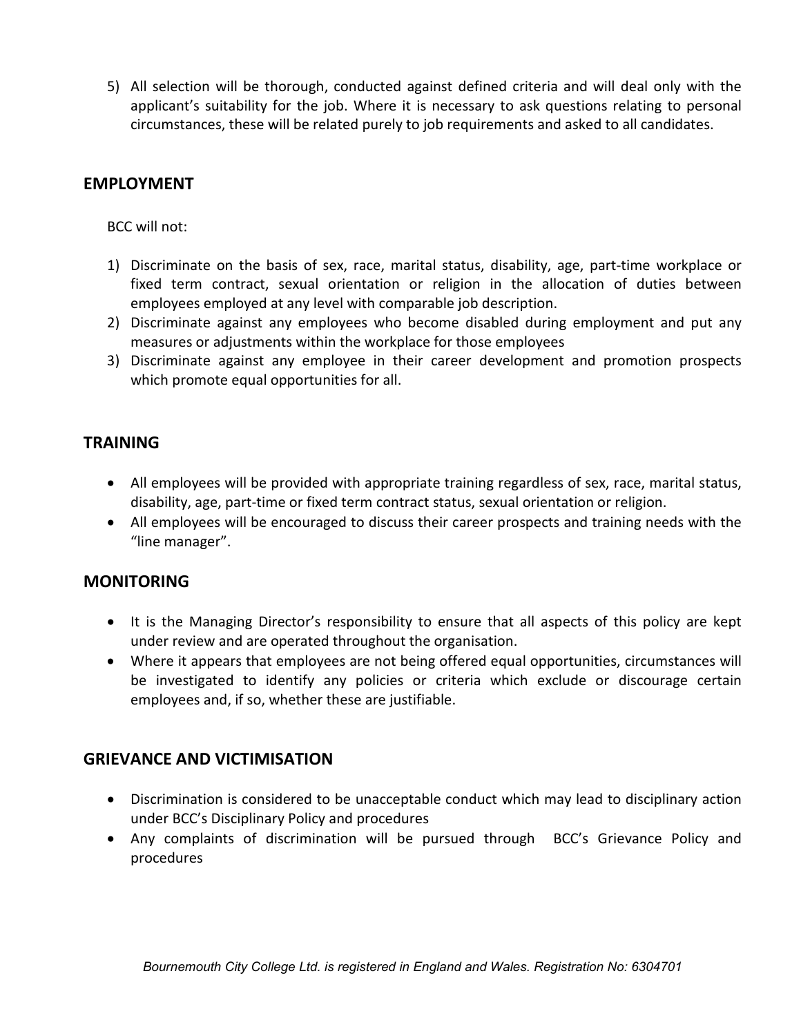5) All selection will be thorough, conducted against defined criteria and will deal only with the applicant's suitability for the job. Where it is necessary to ask questions relating to personal circumstances, these will be related purely to job requirements and asked to all candidates.

## EMPLOYMENT

BCC will not:

1) Discriminate on the basis of sex, race, marital status, disability, age, part-time workplace or fixed term contract, sexual orientation or religion in the allocation of duties between employees employed at any level with comparable job description.
2) Discriminate against any employees who become disabled during employment and put any measures or adjustments within the workplace for those employees
3) Discriminate against any employee in their career development and promotion prospects which promote equal opportunities for all.

## TRAINING

- All employees will be provided with appropriate training regardless of sex, race, marital status, disability, age, part-time or fixed term contract status, sexual orientation or religion.
- All employees will be encouraged to discuss their career prospects and training needs with the "line manager".

## MONITORING

- It is the Managing Director's responsibility to ensure that all aspects of this policy are kept under review and are operated throughout the organisation.
- Where it appears that employees are not being offered equal opportunities, circumstances will be investigated to identify any policies or criteria which exclude or discourage certain employees and, if so, whether these are justifiable.

## GRIEVANCE AND VICTIMISATION

- Discrimination is considered to be unacceptable conduct which may lead to disciplinary action under BCC's Disciplinary Policy and procedures
- Any complaints of discrimination will be pursued through BCC's Grievance Policy and procedures